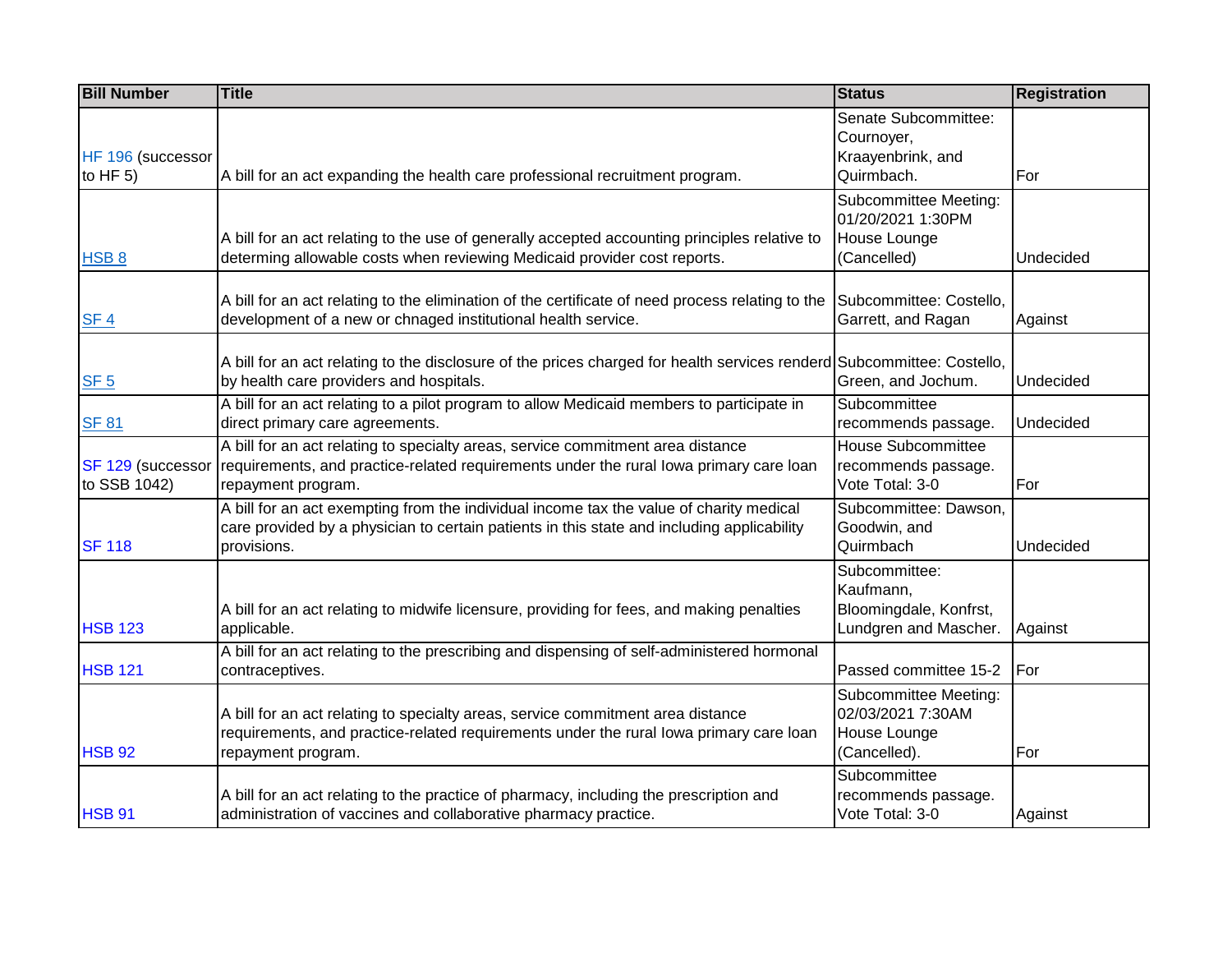| Bill Number | Title | Status | Registration |
| --- | --- | --- | --- |
| HF 196 (successor to HF 5) | A bill for an act expanding the health care professional recruitment program. | Senate Subcommittee: Cournoyer, Kraayenbrink, and Quirmbach. | For |
| HSB 8 | A bill for an act relating to the use of generally accepted accounting principles relative to determining allowable costs when reviewing Medicaid provider cost reports. | Subcommittee Meeting: 01/20/2021 1:30PM House Lounge (Cancelled) | Undecided |
| SF 4 | A bill for an act relating to the elimination of the certificate of need process relating to the development of a new or chnaged institutional health service. | Subcommittee: Costello, Garrett, and Ragan | Against |
| SF 5 | A bill for an act relating to the disclosure of the prices charged for health services renderd by health care providers and hospitals. | Subcommittee: Costello, Green, and Jochum. | Undecided |
| SF 81 | A bill for an act relating to a pilot program to allow Medicaid members to participate in direct primary care agreements. | Subcommittee recommends passage. | Undecided |
| SF 129 (successor to SSB 1042) | A bill for an act relating to specialty areas, service commitment area distance requirements, and practice-related requirements under the rural Iowa primary care loan repayment program. | House Subcommittee recommends passage. Vote Total: 3-0 | For |
| SF 118 | A bill for an act exempting from the individual income tax the value of charity medical care provided by a physician to certain patients in this state and including applicability provisions. | Subcommittee: Dawson, Goodwin, and Quirmbach | Undecided |
| HSB 123 | A bill for an act relating to midwife licensure, providing for fees, and making penalties applicable. | Subcommittee: Kaufmann, Bloomingdale, Konfrst, Lundgren and Mascher. | Against |
| HSB 121 | A bill for an act relating to the prescribing and dispensing of self-administered hormonal contraceptives. | Passed committee 15-2 | For |
| HSB 92 | A bill for an act relating to specialty areas, service commitment area distance requirements, and practice-related requirements under the rural Iowa primary care loan repayment program. | Subcommittee Meeting: 02/03/2021 7:30AM House Lounge (Cancelled). | For |
| HSB 91 | A bill for an act relating to the practice of pharmacy, including the prescription and administration of vaccines and collaborative pharmacy practice. | Subcommittee recommends passage. Vote Total: 3-0 | Against |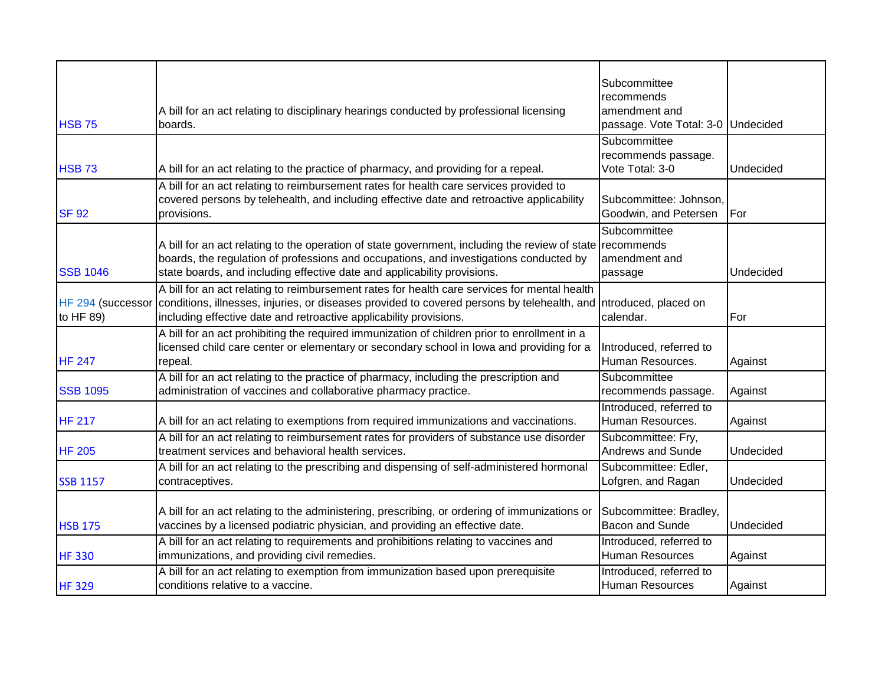| | | | |
|---|---|---|---|
| HSB 75 | A bill for an act relating to disciplinary hearings conducted by professional licensing boards. | Subcommittee recommends amendment and passage. Vote Total: 3-0 | Undecided |
| HSB 73 | A bill for an act relating to the practice of pharmacy, and providing for a repeal. | Subcommittee recommends passage. Vote Total: 3-0 | Undecided |
| SF 92 | A bill for an act relating to reimbursement rates for health care services provided to covered persons by telehealth, and including effective date and retroactive applicability provisions. | Subcommittee: Johnson, Goodwin, and Petersen | For |
| SSB 1046 | A bill for an act relating to the operation of state government, including the review of state boards, the regulation of professions and occupations, and investigations conducted by state boards, and including effective date and applicability provisions. | Subcommittee recommends amendment and passage | Undecided |
| HF 294 (successor to HF 89) | A bill for an act relating to reimbursement rates for health care services for mental health conditions, illnesses, injuries, or diseases provided to covered persons by telehealth, and including effective date and retroactive applicability provisions. | ntroduced, placed on calendar. | For |
| HF 247 | A bill for an act prohibiting the required immunization of children prior to enrollment in a licensed child care center or elementary or secondary school in Iowa and providing for a repeal. | Introduced, referred to Human Resources. | Against |
| SSB 1095 | A bill for an act relating to the practice of pharmacy, including the prescription and administration of vaccines and collaborative pharmacy practice. | Subcommittee recommends passage. | Against |
| HF 217 | A bill for an act relating to exemptions from required immunizations and vaccinations. | Introduced, referred to Human Resources. | Against |
| HF 205 | A bill for an act relating to reimbursement rates for providers of substance use disorder treatment services and behavioral health services. | Subcommittee: Fry, Andrews and Sunde | Undecided |
| SSB 1157 | A bill for an act relating to the prescribing and dispensing of self-administered hormonal contraceptives. | Subcommittee: Edler, Lofgren, and Ragan | Undecided |
| HSB 175 | A bill for an act relating to the administering, prescribing, or ordering of immunizations or vaccines by a licensed podiatric physician, and providing an effective date. | Subcommittee: Bradley, Bacon and Sunde | Undecided |
| HF 330 | A bill for an act relating to requirements and prohibitions relating to vaccines and immunizations, and providing civil remedies. | Introduced, referred to Human Resources | Against |
| HF 329 | A bill for an act relating to exemption from immunization based upon prerequisite conditions relative to a vaccine. | Introduced, referred to Human Resources | Against |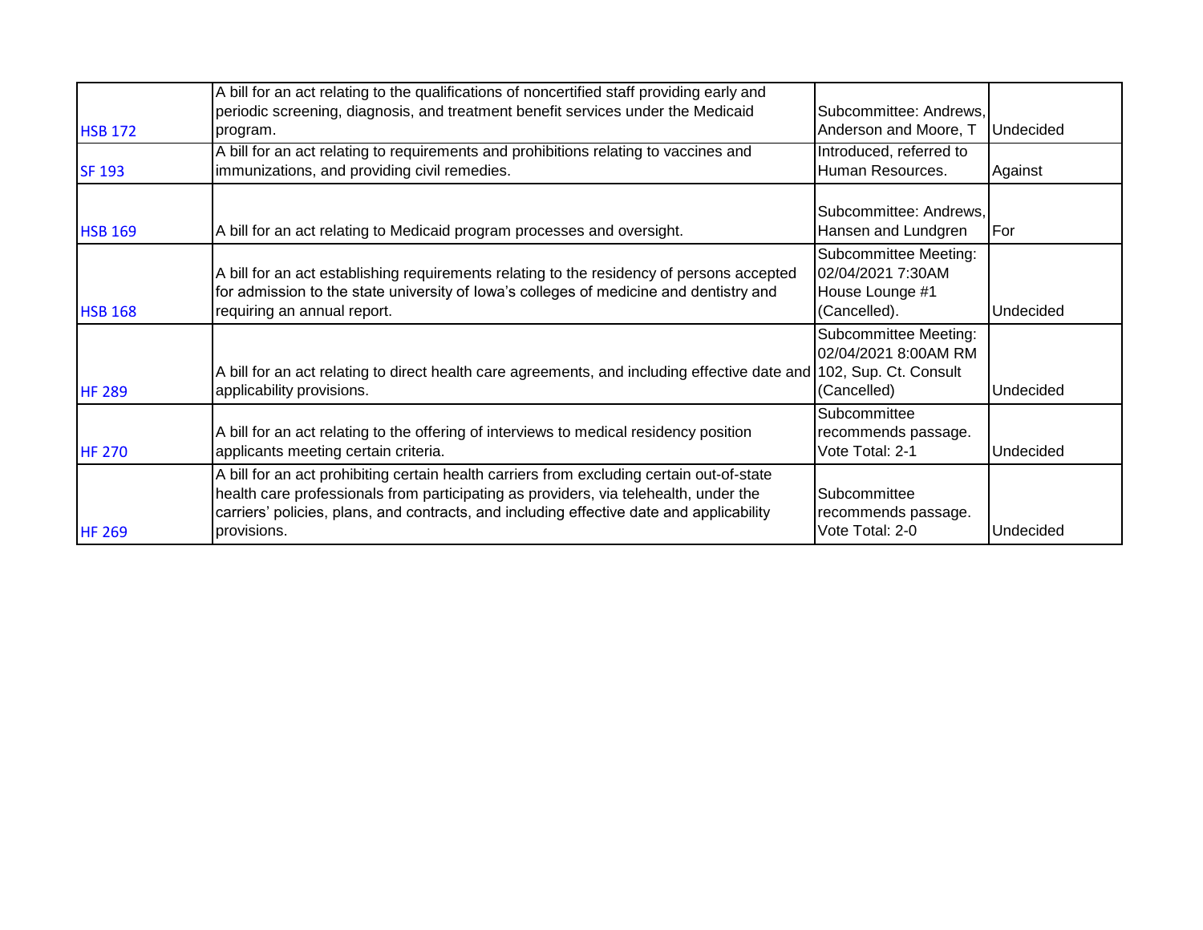| | | | |
|---|---|---|---|
| HSB 172 | A bill for an act relating to the qualifications of noncertified staff providing early and periodic screening, diagnosis, and treatment benefit services under the Medicaid program. | Subcommittee: Andrews, Anderson and Moore, T | Undecided |
| SF 193 | A bill for an act relating to requirements and prohibitions relating to vaccines and immunizations, and providing civil remedies. | Introduced, referred to Human Resources. | Against |
| HSB 169 | A bill for an act relating to Medicaid program processes and oversight. | Subcommittee: Andrews, Hansen and Lundgren | For |
| HSB 168 | A bill for an act establishing requirements relating to the residency of persons accepted for admission to the state university of Iowa's colleges of medicine and dentistry and requiring an annual report. | Subcommittee Meeting: 02/04/2021 7:30AM House Lounge #1 (Cancelled). | Undecided |
| HF 289 | A bill for an act relating to direct health care agreements, and including effective date and applicability provisions. | Subcommittee Meeting: 02/04/2021 8:00AM RM 102, Sup. Ct. Consult (Cancelled) | Undecided |
| HF 270 | A bill for an act relating to the offering of interviews to medical residency position applicants meeting certain criteria. | Subcommittee recommends passage. Vote Total: 2-1 | Undecided |
| HF 269 | A bill for an act prohibiting certain health carriers from excluding certain out-of-state health care professionals from participating as providers, via telehealth, under the carriers' policies, plans, and contracts, and including effective date and applicability provisions. | Subcommittee recommends passage. Vote Total: 2-0 | Undecided |